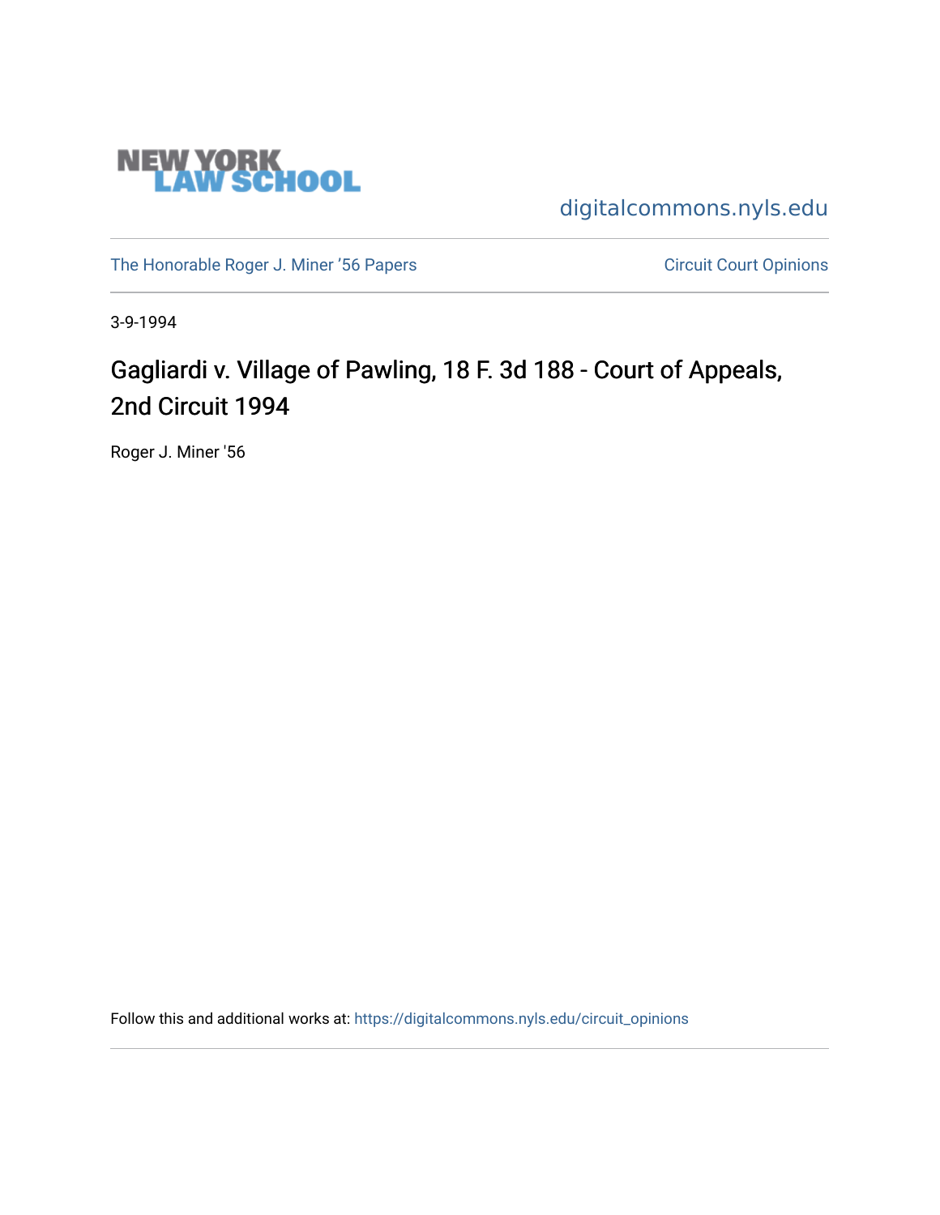NEW YORK LAW SCHOOL

digitalcommons.nyls.edu

The Honorable Roger J. Miner ’56 Papers

Circuit Court Opinions

3-9-1994

# Gagliardi v. Village of Pawling, 18 F. 3d 188 - Court of Appeals, 2nd Circuit 1994

Roger J. Miner '56

Follow this and additional works at: https://digitalcommons.nyls.edu/circuit_opinions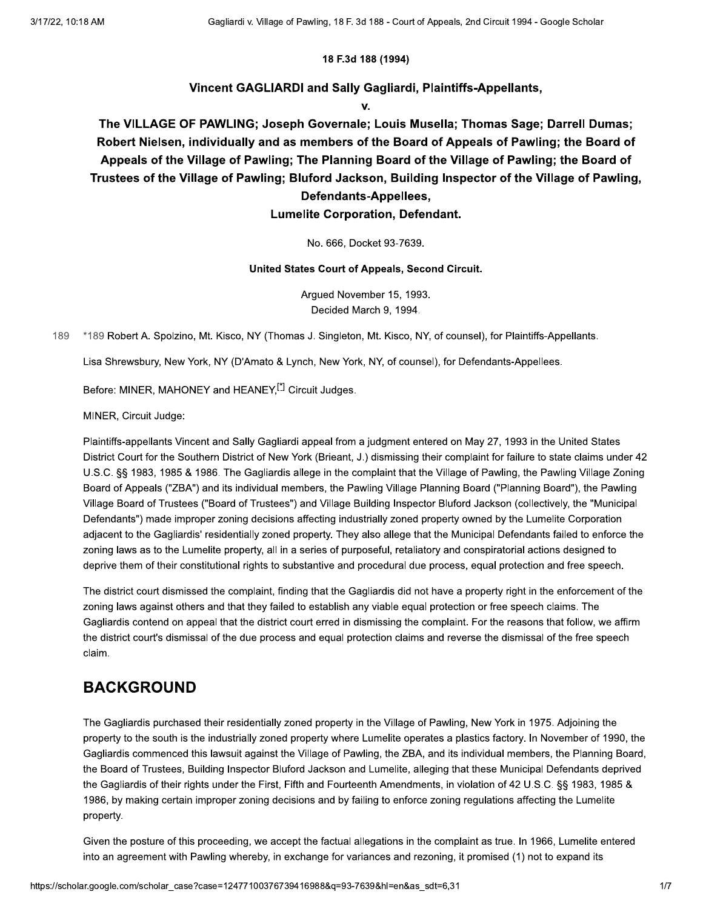**18 F.3d 188 (1994)**

## Vincent GAGLIARDI and Sally Gagliardi, Plaintiffs-Appellants,

**v.**

## The VILLAGE OF PAWLING; Joseph Governale; Louis Musella; Thomas Sage; Darrell Dumas; Robert Nielsen, individually and as members of the Board of Appeals of Pawling; the Board of Appeals of the Village of Pawling; The Planning Board of the Village of Pawling; the Board of Trustees of the Village of Pawling; Bluford Jackson, Building Inspector of the Village of Pawling, Defendants-Appellees, Lumelite Corporation, Defendant.

No. 666, Docket 93-7639.

**United States Court of Appeals, Second Circuit.**

Argued November 15, 1993.
Decided March 9, 1994.

*189 Robert A. Spolzino, Mt. Kisco, NY (Thomas J. Singleton, Mt. Kisco, NY, of counsel), for Plaintiffs-Appellants.

Lisa Shrewsbury, New York, NY (D'Amato & Lynch, New York, NY, of counsel), for Defendants-Appellees.

Before: MINER, MAHONEY and HEANEY,[*] Circuit Judges.

MINER, Circuit Judge:

Plaintiffs-appellants Vincent and Sally Gagliardi appeal from a judgment entered on May 27, 1993 in the United States District Court for the Southern District of New York (Brieant, J.) dismissing their complaint for failure to state claims under 42 U.S.C. §§ 1983, 1985 & 1986. The Gagliardis allege in the complaint that the Village of Pawling, the Pawling Village Zoning Board of Appeals ("ZBA") and its individual members, the Pawling Village Planning Board ("Planning Board"), the Pawling Village Board of Trustees ("Board of Trustees") and Village Building Inspector Bluford Jackson (collectively, the "Municipal Defendants") made improper zoning decisions affecting industrially zoned property owned by the Lumelite Corporation adjacent to the Gagliardis' residentially zoned property. They also allege that the Municipal Defendants failed to enforce the zoning laws as to the Lumelite property, all in a series of purposeful, retaliatory and conspiratorial actions designed to deprive them of their constitutional rights to substantive and procedural due process, equal protection and free speech.

The district court dismissed the complaint, finding that the Gagliardis did not have a property right in the enforcement of the zoning laws against others and that they failed to establish any viable equal protection or free speech claims. The Gagliardis contend on appeal that the district court erred in dismissing the complaint. For the reasons that follow, we affirm the district court's dismissal of the due process and equal protection claims and reverse the dismissal of the free speech claim.

## BACKGROUND

The Gagliardis purchased their residentially zoned property in the Village of Pawling, New York in 1975. Adjoining the property to the south is the industrially zoned property where Lumelite operates a plastics factory. In November of 1990, the Gagliardis commenced this lawsuit against the Village of Pawling, the ZBA, and its individual members, the Planning Board, the Board of Trustees, Building Inspector Bluford Jackson and Lumelite, alleging that these Municipal Defendants deprived the Gagliardis of their rights under the First, Fifth and Fourteenth Amendments, in violation of 42 U.S.C. §§ 1983, 1985 & 1986, by making certain improper zoning decisions and by failing to enforce zoning regulations affecting the Lumelite property.

Given the posture of this proceeding, we accept the factual allegations in the complaint as true. In 1966, Lumelite entered into an agreement with Pawling whereby, in exchange for variances and rezoning, it promised (1) not to expand its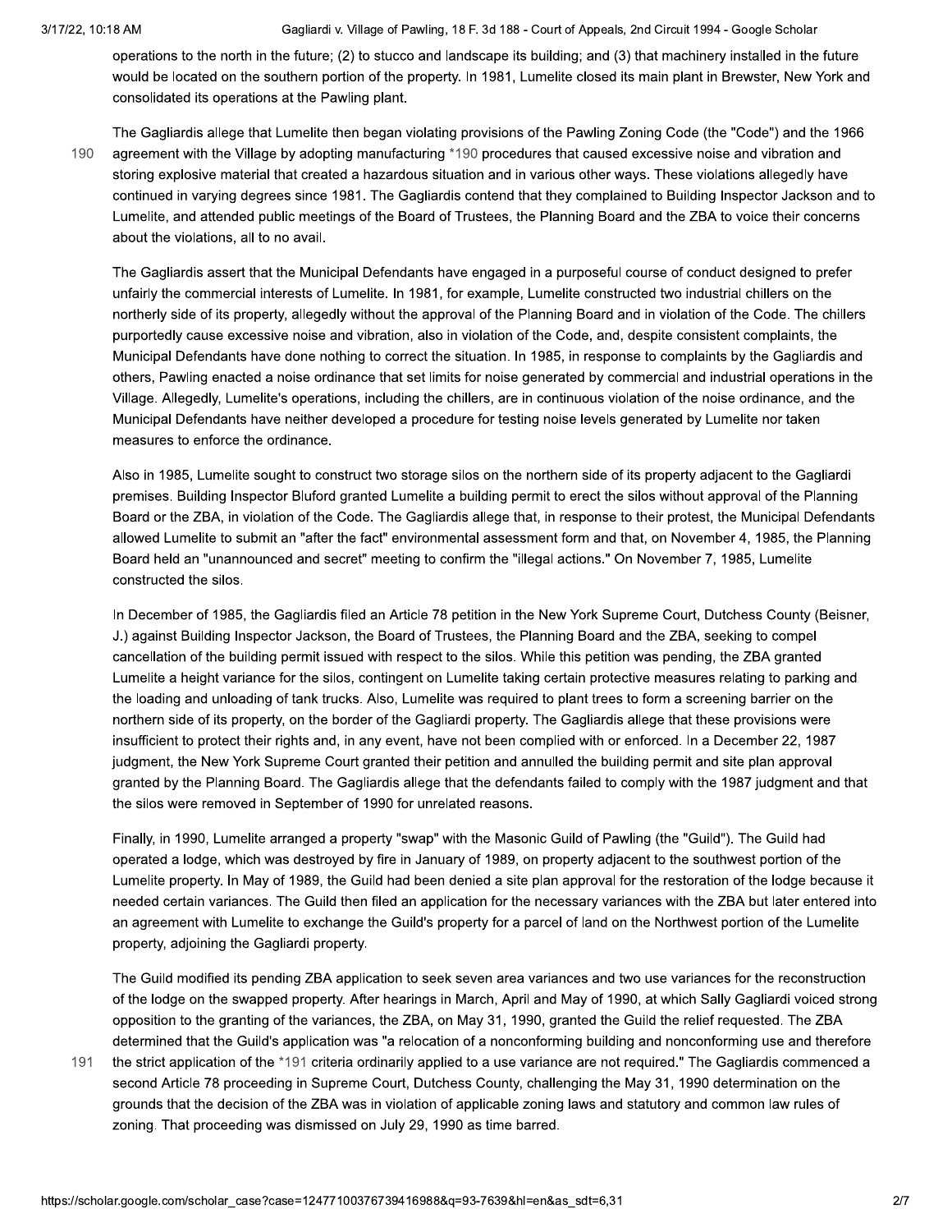operations to the north in the future; (2) to stucco and landscape its building; and (3) that machinery installed in the future would be located on the southern portion of the property. In 1981, Lumelite closed its main plant in Brewster, New York and consolidated its operations at the Pawling plant.

The Gagliardis allege that Lumelite then began violating provisions of the Pawling Zoning Code (the "Code") and the 1966 agreement with the Village by adopting manufacturing *190 procedures that caused excessive noise and vibration and storing explosive material that created a hazardous situation and in various other ways. These violations allegedly have continued in varying degrees since 1981. The Gagliardis contend that they complained to Building Inspector Jackson and to Lumelite, and attended public meetings of the Board of Trustees, the Planning Board and the ZBA to voice their concerns about the violations, all to no avail.

The Gagliardis assert that the Municipal Defendants have engaged in a purposeful course of conduct designed to prefer unfairly the commercial interests of Lumelite. In 1981, for example, Lumelite constructed two industrial chillers on the northerly side of its property, allegedly without the approval of the Planning Board and in violation of the Code. The chillers purportedly cause excessive noise and vibration, also in violation of the Code, and, despite consistent complaints, the Municipal Defendants have done nothing to correct the situation. In 1985, in response to complaints by the Gagliardis and others, Pawling enacted a noise ordinance that set limits for noise generated by commercial and industrial operations in the Village. Allegedly, Lumelite's operations, including the chillers, are in continuous violation of the noise ordinance, and the Municipal Defendants have neither developed a procedure for testing noise levels generated by Lumelite nor taken measures to enforce the ordinance.

Also in 1985, Lumelite sought to construct two storage silos on the northern side of its property adjacent to the Gagliardi premises. Building Inspector Bluford granted Lumelite a building permit to erect the silos without approval of the Planning Board or the ZBA, in violation of the Code. The Gagliardis allege that, in response to their protest, the Municipal Defendants allowed Lumelite to submit an "after the fact" environmental assessment form and that, on November 4, 1985, the Planning Board held an "unannounced and secret" meeting to confirm the "illegal actions." On November 7, 1985, Lumelite constructed the silos.

In December of 1985, the Gagliardis filed an Article 78 petition in the New York Supreme Court, Dutchess County (Beisner, J.) against Building Inspector Jackson, the Board of Trustees, the Planning Board and the ZBA, seeking to compel cancellation of the building permit issued with respect to the silos. While this petition was pending, the ZBA granted Lumelite a height variance for the silos, contingent on Lumelite taking certain protective measures relating to parking and the loading and unloading of tank trucks. Also, Lumelite was required to plant trees to form a screening barrier on the northern side of its property, on the border of the Gagliardi property. The Gagliardis allege that these provisions were insufficient to protect their rights and, in any event, have not been complied with or enforced. In a December 22, 1987 judgment, the New York Supreme Court granted their petition and annulled the building permit and site plan approval granted by the Planning Board. The Gagliardis allege that the defendants failed to comply with the 1987 judgment and that the silos were removed in September of 1990 for unrelated reasons.

Finally, in 1990, Lumelite arranged a property "swap" with the Masonic Guild of Pawling (the "Guild"). The Guild had operated a lodge, which was destroyed by fire in January of 1989, on property adjacent to the southwest portion of the Lumelite property. In May of 1989, the Guild had been denied a site plan approval for the restoration of the lodge because it needed certain variances. The Guild then filed an application for the necessary variances with the ZBA but later entered into an agreement with Lumelite to exchange the Guild's property for a parcel of land on the Northwest portion of the Lumelite property, adjoining the Gagliardi property.

The Guild modified its pending ZBA application to seek seven area variances and two use variances for the reconstruction of the lodge on the swapped property. After hearings in March, April and May of 1990, at which Sally Gagliardi voiced strong opposition to the granting of the variances, the ZBA, on May 31, 1990, granted the Guild the relief requested. The ZBA determined that the Guild's application was "a relocation of a nonconforming building and nonconforming use and therefore the strict application of the *191 criteria ordinarily applied to a use variance are not required." The Gagliardis commenced a second Article 78 proceeding in Supreme Court, Dutchess County, challenging the May 31, 1990 determination on the grounds that the decision of the ZBA was in violation of applicable zoning laws and statutory and common law rules of zoning. That proceeding was dismissed on July 29, 1990 as time barred.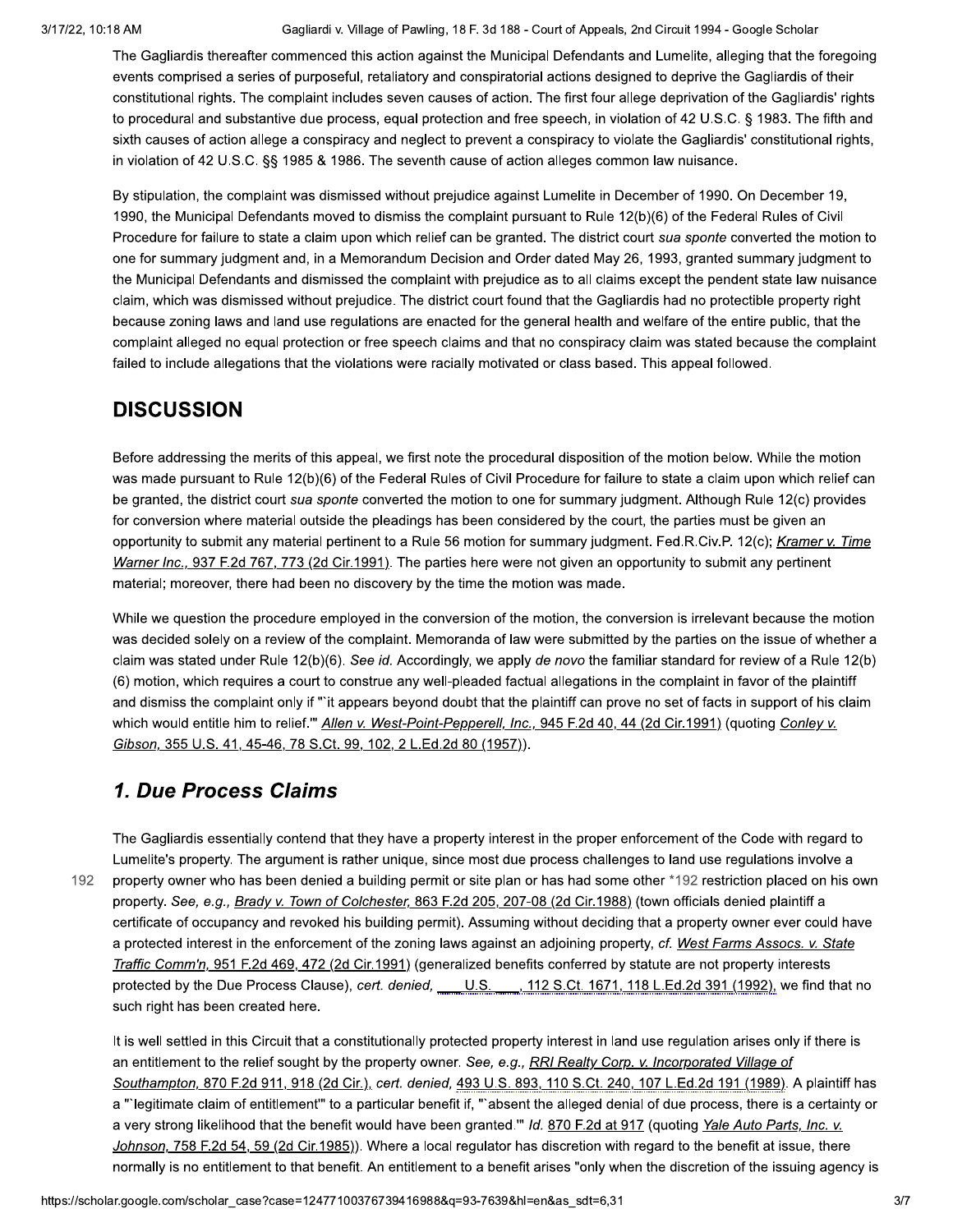The Gagliardis thereafter commenced this action against the Municipal Defendants and Lumelite, alleging that the foregoing events comprised a series of purposeful, retaliatory and conspiratorial actions designed to deprive the Gagliardis of their constitutional rights. The complaint includes seven causes of action. The first four allege deprivation of the Gagliardis' rights to procedural and substantive due process, equal protection and free speech, in violation of 42 U.S.C. § 1983. The fifth and sixth causes of action allege a conspiracy and neglect to prevent a conspiracy to violate the Gagliardis' constitutional rights, in violation of 42 U.S.C. §§ 1985 & 1986. The seventh cause of action alleges common law nuisance.

By stipulation, the complaint was dismissed without prejudice against Lumelite in December of 1990. On December 19, 1990, the Municipal Defendants moved to dismiss the complaint pursuant to Rule 12(b)(6) of the Federal Rules of Civil Procedure for failure to state a claim upon which relief can be granted. The district court *sua sponte* converted the motion to one for summary judgment and, in a Memorandum Decision and Order dated May 26, 1993, granted summary judgment to the Municipal Defendants and dismissed the complaint with prejudice as to all claims except the pendent state law nuisance claim, which was dismissed without prejudice. The district court found that the Gagliardis had no protectible property right because zoning laws and land use regulations are enacted for the general health and welfare of the entire public, that the complaint alleged no equal protection or free speech claims and that no conspiracy claim was stated because the complaint failed to include allegations that the violations were racially motivated or class based. This appeal followed.

## DISCUSSION

Before addressing the merits of this appeal, we first note the procedural disposition of the motion below. While the motion was made pursuant to Rule 12(b)(6) of the Federal Rules of Civil Procedure for failure to state a claim upon which relief can be granted, the district court *sua sponte* converted the motion to one for summary judgment. Although Rule 12(c) provides for conversion where material outside the pleadings has been considered by the court, the parties must be given an opportunity to submit any material pertinent to a Rule 56 motion for summary judgment. Fed.R.Civ.P. 12(c); *Kramer v. Time Warner Inc.,* 937 F.2d 767, 773 (2d Cir.1991). The parties here were not given an opportunity to submit any pertinent material; moreover, there had been no discovery by the time the motion was made.

While we question the procedure employed in the conversion of the motion, the conversion is irrelevant because the motion was decided solely on a review of the complaint. Memoranda of law were submitted by the parties on the issue of whether a claim was stated under Rule 12(b)(6). *See id.* Accordingly, we apply *de novo* the familiar standard for review of a Rule 12(b)(6) motion, which requires a court to construe any well-pleaded factual allegations in the complaint in favor of the plaintiff and dismiss the complaint only if "`it appears beyond doubt that the plaintiff can prove no set of facts in support of his claim which would entitle him to relief.'" *Allen v. West-Point-Pepperell, Inc.,* 945 F.2d 40, 44 (2d Cir.1991) (quoting *Conley v. Gibson,* 355 U.S. 41, 45-46, 78 S.Ct. 99, 102, 2 L.Ed.2d 80 (1957)).

### *1. Due Process Claims*

The Gagliardis essentially contend that they have a property interest in the proper enforcement of the Code with regard to Lumelite's property. The argument is rather unique, since most due process challenges to land use regulations involve a property owner who has been denied a building permit or site plan or has had some other *192 restriction placed on his own property. *See, e.g., Brady v. Town of Colchester,* 863 F.2d 205, 207-08 (2d Cir.1988) (town officials denied plaintiff a certificate of occupancy and revoked his building permit). Assuming without deciding that a property owner ever could have a protected interest in the enforcement of the zoning laws against an adjoining property, *cf. West Farms Assocs. v. State Traffic Comm'n,* 951 F.2d 469, 472 (2d Cir.1991) (generalized benefits conferred by statute are not property interests protected by the Due Process Clause), *cert. denied,* ___ U.S. ___, 112 S.Ct. 1671, 118 L.Ed.2d 391 (1992), we find that no such right has been created here.

It is well settled in this Circuit that a constitutionally protected property interest in land use regulation arises only if there is an entitlement to the relief sought by the property owner. *See, e.g., RRI Realty Corp. v. Incorporated Village of Southampton,* 870 F.2d 911, 918 (2d Cir.), *cert. denied,* 493 U.S. 893, 110 S.Ct. 240, 107 L.Ed.2d 191 (1989). A plaintiff has a "`legitimate claim of entitlement'" to a particular benefit if, "`absent the alleged denial of due process, there is a certainty or a very strong likelihood that the benefit would have been granted.'" *Id.* 870 F.2d at 917 (quoting *Yale Auto Parts, Inc. v. Johnson,* 758 F.2d 54, 59 (2d Cir.1985)). Where a local regulator has discretion with regard to the benefit at issue, there normally is no entitlement to that benefit. An entitlement to a benefit arises "only when the discretion of the issuing agency is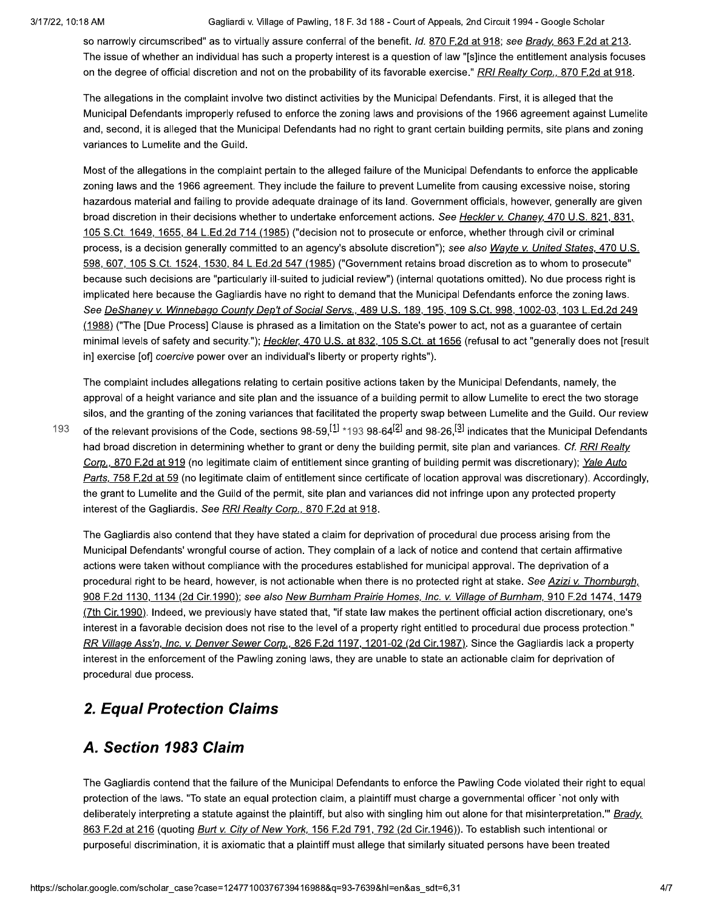so narrowly circumscribed" as to virtually assure conferral of the benefit. *Id.* 870 F.2d at 918; *see Brady,* 863 F.2d at 213. The issue of whether an individual has such a property interest is a question of law "[s]ince the entitlement analysis focuses on the degree of official discretion and not on the probability of its favorable exercise." *RRI Realty Corp.,* 870 F.2d at 918.

The allegations in the complaint involve two distinct activities by the Municipal Defendants. First, it is alleged that the Municipal Defendants improperly refused to enforce the zoning laws and provisions of the 1966 agreement against Lumelite and, second, it is alleged that the Municipal Defendants had no right to grant certain building permits, site plans and zoning variances to Lumelite and the Guild.

Most of the allegations in the complaint pertain to the alleged failure of the Municipal Defendants to enforce the applicable zoning laws and the 1966 agreement. They include the failure to prevent Lumelite from causing excessive noise, storing hazardous material and failing to provide adequate drainage of its land. Government officials, however, generally are given broad discretion in their decisions whether to undertake enforcement actions. *See Heckler v. Chaney,* 470 U.S. 821, 831, 105 S.Ct. 1649, 1655, 84 L.Ed.2d 714 (1985) ("decision not to prosecute or enforce, whether through civil or criminal process, is a decision generally committed to an agency's absolute discretion"); *see also Wayte v. United States,* 470 U.S. 598, 607, 105 S.Ct. 1524, 1530, 84 L.Ed.2d 547 (1985) ("Government retains broad discretion as to whom to prosecute" because such decisions are "particularly ill-suited to judicial review") (internal quotations omitted). No due process right is implicated here because the Gagliardis have no right to demand that the Municipal Defendants enforce the zoning laws. *See DeShaney v. Winnebago County Dep't of Social Servs.,* 489 U.S. 189, 195, 109 S.Ct. 998, 1002-03, 103 L.Ed.2d 249 (1988) ("The [Due Process] Clause is phrased as a limitation on the State's power to act, not as a guarantee of certain minimal levels of safety and security."); *Heckler,* 470 U.S. at 832, 105 S.Ct. at 1656 (refusal to act "generally does not [result in] exercise [of] *coercive* power over an individual's liberty or property rights").

The complaint includes allegations relating to certain positive actions taken by the Municipal Defendants, namely, the approval of a height variance and site plan and the issuance of a building permit to allow Lumelite to erect the two storage silos, and the granting of the zoning variances that facilitated the property swap between Lumelite and the Guild. Our review of the relevant provisions of the Code, sections 98-59,[1] *193 98-64[2] and 98-26,[3] indicates that the Municipal Defendants had broad discretion in determining whether to grant or deny the building permit, site plan and variances. *Cf. RRI Realty Corp.,* 870 F.2d at 919 (no legitimate claim of entitlement since granting of building permit was discretionary); *Yale Auto Parts,* 758 F.2d at 59 (no legitimate claim of entitlement since certificate of location approval was discretionary). Accordingly, the grant to Lumelite and the Guild of the permit, site plan and variances did not infringe upon any protected property interest of the Gagliardis. *See RRI Realty Corp.,* 870 F.2d at 918.

The Gagliardis also contend that they have stated a claim for deprivation of procedural due process arising from the Municipal Defendants' wrongful course of action. They complain of a lack of notice and contend that certain affirmative actions were taken without compliance with the procedures established for municipal approval. The deprivation of a procedural right to be heard, however, is not actionable when there is no protected right at stake. *See Azizi v. Thornburgh,* 908 F.2d 1130, 1134 (2d Cir.1990); *see also New Burnham Prairie Homes, Inc. v. Village of Burnham,* 910 F.2d 1474, 1479 (7th Cir.1990). Indeed, we previously have stated that, "if state law makes the pertinent official action discretionary, one's interest in a favorable decision does not rise to the level of a property right entitled to procedural due process protection." *RR Village Ass'n, Inc. v. Denver Sewer Corp.,* 826 F.2d 1197, 1201-02 (2d Cir.1987). Since the Gagliardis lack a property interest in the enforcement of the Pawling zoning laws, they are unable to state an actionable claim for deprivation of procedural due process.

## 2. Equal Protection Claims

## A. Section 1983 Claim

The Gagliardis contend that the failure of the Municipal Defendants to enforce the Pawling Code violated their right to equal protection of the laws. "To state an equal protection claim, a plaintiff must charge a governmental officer 'not only with deliberately interpreting a statute against the plaintiff, but also with singling him out alone for that misinterpretation.'" *Brady,* 863 F.2d at 216 (quoting *Burt v. City of New York,* 156 F.2d 791, 792 (2d Cir.1946)). To establish such intentional or purposeful discrimination, it is axiomatic that a plaintiff must allege that similarly situated persons have been treated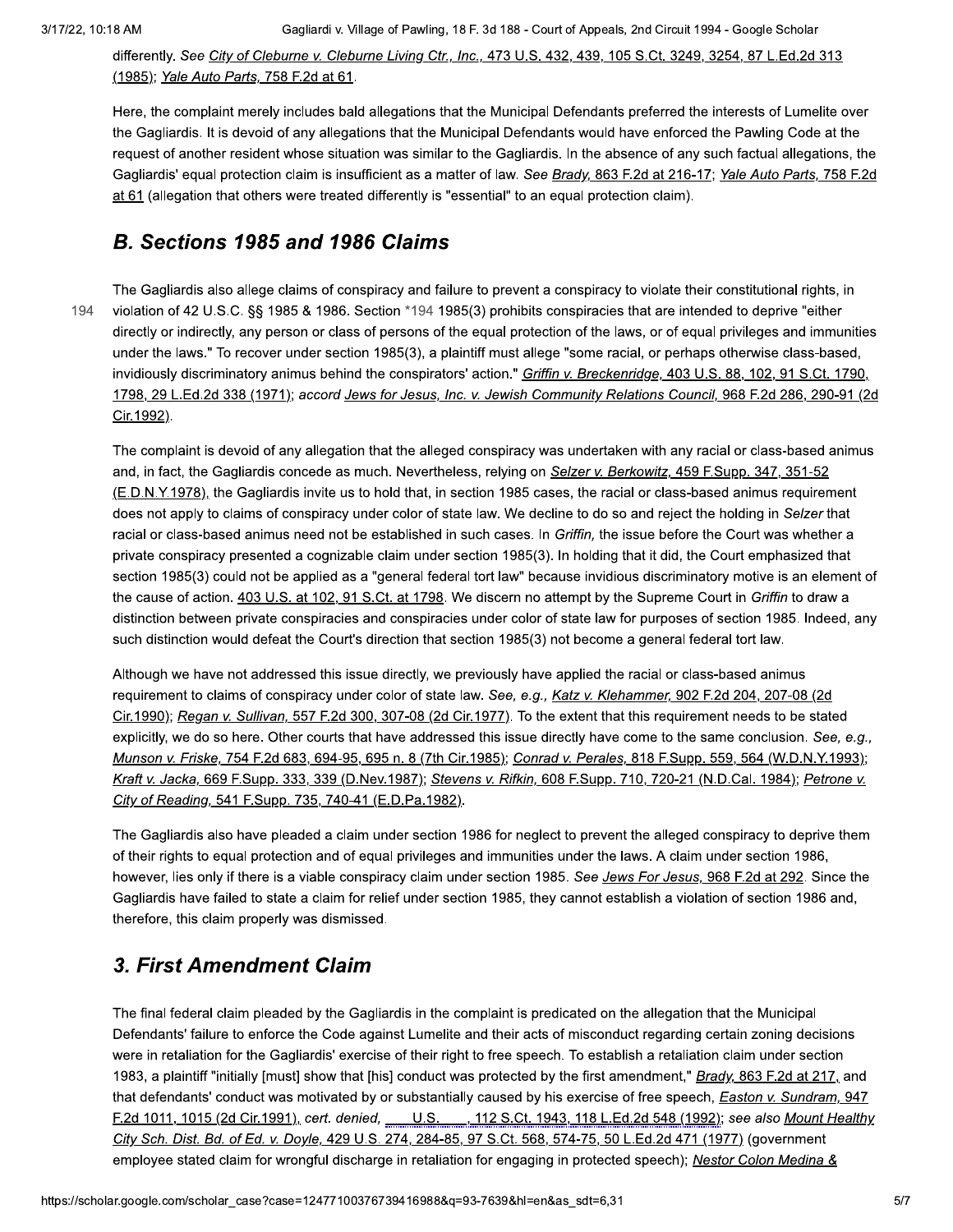differently. *See City of Cleburne v. Cleburne Living Ctr., Inc.,* 473 U.S. 432, 439, 105 S.Ct. 3249, 3254, 87 L.Ed.2d 313 (1985); *Yale Auto Parts,* 758 F.2d at 61.

Here, the complaint merely includes bald allegations that the Municipal Defendants preferred the interests of Lumelite over the Gagliardis. It is devoid of any allegations that the Municipal Defendants would have enforced the Pawling Code at the request of another resident whose situation was similar to the Gagliardis. In the absence of any such factual allegations, the Gagliardis' equal protection claim is insufficient as a matter of law. *See Brady,* 863 F.2d at 216-17; *Yale Auto Parts,* 758 F.2d at 61 (allegation that others were treated differently is "essential" to an equal protection claim).

## *B. Sections 1985 and 1986 Claims*

The Gagliardis also allege claims of conspiracy and failure to prevent a conspiracy to violate their constitutional rights, in violation of 42 U.S.C. §§ 1985 & 1986. Section *194 1985(3) prohibits conspiracies that are intended to deprive "either directly or indirectly, any person or class of persons of the equal protection of the laws, or of equal privileges and immunities under the laws." To recover under section 1985(3), a plaintiff must allege "some racial, or perhaps otherwise class-based, invidiously discriminatory animus behind the conspirators' action." *Griffin v. Breckenridge,* 403 U.S. 88, 102, 91 S.Ct. 1790, 1798, 29 L.Ed.2d 338 (1971); *accord Jews for Jesus, Inc. v. Jewish Community Relations Council,* 968 F.2d 286, 290-91 (2d Cir.1992).

The complaint is devoid of any allegation that the alleged conspiracy was undertaken with any racial or class-based animus and, in fact, the Gagliardis concede as much. Nevertheless, relying on *Selzer v. Berkowitz,* 459 F.Supp. 347, 351-52 (E.D.N.Y.1978), the Gagliardis invite us to hold that, in section 1985 cases, the racial or class-based animus requirement does not apply to claims of conspiracy under color of state law. We decline to do so and reject the holding in *Selzer* that racial or class-based animus need not be established in such cases. In *Griffin,* the issue before the Court was whether a private conspiracy presented a cognizable claim under section 1985(3). In holding that it did, the Court emphasized that section 1985(3) could not be applied as a "general federal tort law" because invidious discriminatory motive is an element of the cause of action. 403 U.S. at 102, 91 S.Ct. at 1798. We discern no attempt by the Supreme Court in *Griffin* to draw a distinction between private conspiracies and conspiracies under color of state law for purposes of section 1985. Indeed, any such distinction would defeat the Court's direction that section 1985(3) not become a general federal tort law.

Although we have not addressed this issue directly, we previously have applied the racial or class-based animus requirement to claims of conspiracy under color of state law. *See, e.g., Katz v. Klehammer,* 902 F.2d 204, 207-08 (2d Cir.1990); *Regan v. Sullivan,* 557 F.2d 300, 307-08 (2d Cir.1977). To the extent that this requirement needs to be stated explicitly, we do so here. Other courts that have addressed this issue directly have come to the same conclusion. *See, e.g., Munson v. Friske,* 754 F.2d 683, 694-95, 695 n. 8 (7th Cir.1985); *Conrad v. Perales,* 818 F.Supp. 559, 564 (W.D.N.Y.1993); *Kraft v. Jacka,* 669 F.Supp. 333, 339 (D.Nev.1987); *Stevens v. Rifkin,* 608 F.Supp. 710, 720-21 (N.D.Cal. 1984); *Petrone v. City of Reading,* 541 F.Supp. 735, 740-41 (E.D.Pa.1982).

The Gagliardis also have pleaded a claim under section 1986 for neglect to prevent the alleged conspiracy to deprive them of their rights to equal protection and of equal privileges and immunities under the laws. A claim under section 1986, however, lies only if there is a viable conspiracy claim under section 1985. *See Jews For Jesus,* 968 F.2d at 292. Since the Gagliardis have failed to state a claim for relief under section 1985, they cannot establish a violation of section 1986 and, therefore, this claim properly was dismissed.

## *3. First Amendment Claim*

The final federal claim pleaded by the Gagliardis in the complaint is predicated on the allegation that the Municipal Defendants' failure to enforce the Code against Lumelite and their acts of misconduct regarding certain zoning decisions were in retaliation for the Gagliardis' exercise of their right to free speech. To establish a retaliation claim under section 1983, a plaintiff "initially [must] show that [his] conduct was protected by the first amendment," *Brady,* 863 F.2d at 217, and that defendants' conduct was motivated by or substantially caused by his exercise of free speech, *Easton v. Sundram,* 947 F.2d 1011, 1015 (2d Cir.1991), *cert. denied,* ___ U.S. ___, 112 S.Ct. 1943, 118 L.Ed.2d 548 (1992); *see also Mount Healthy City Sch. Dist. Bd. of Ed. v. Doyle,* 429 U.S. 274, 284-85, 97 S.Ct. 568, 574-75, 50 L.Ed.2d 471 (1977) (government employee stated claim for wrongful discharge in retaliation for engaging in protected speech); *Nestor Colon Medina &*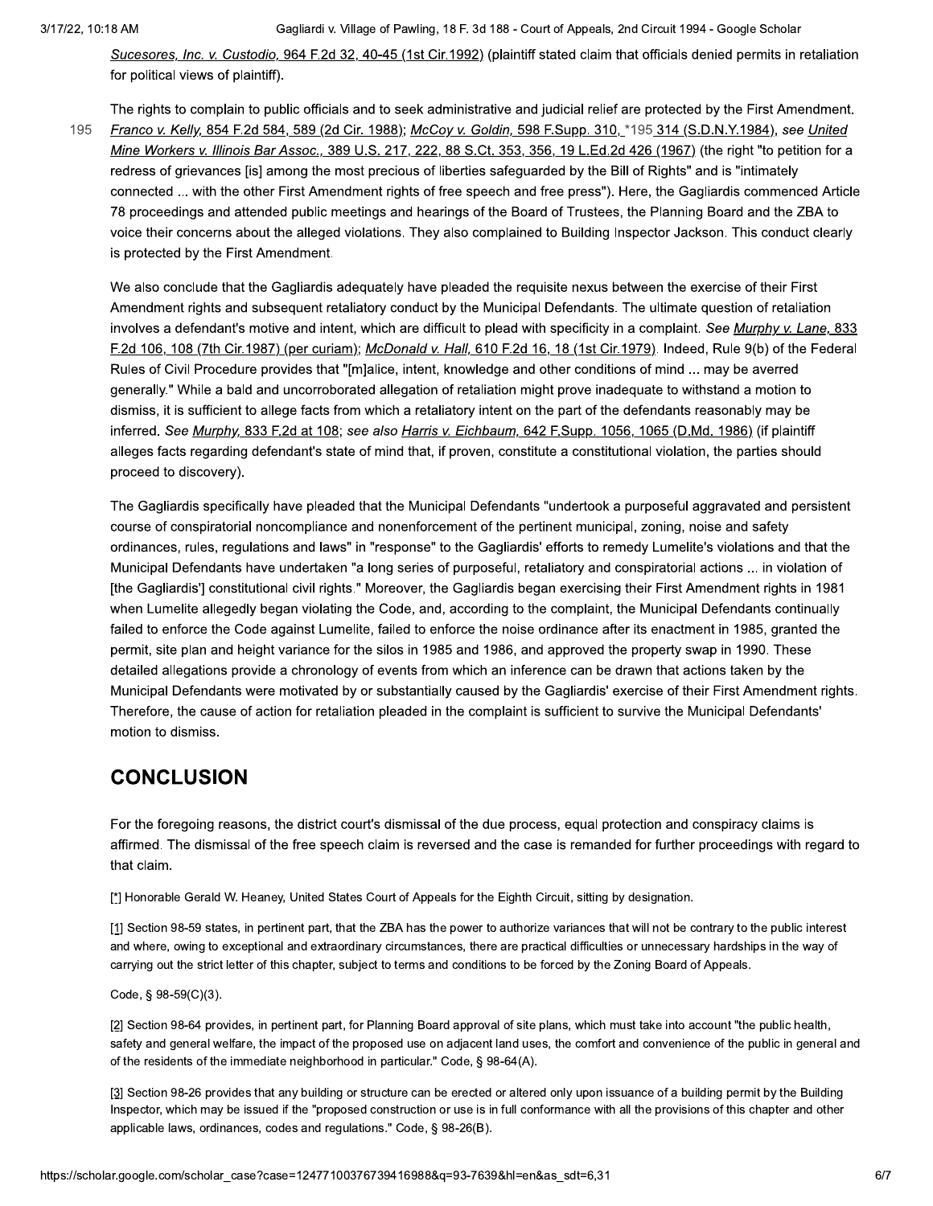Sucesores, Inc. v. Custodio, 964 F.2d 32, 40-45 (1st Cir.1992) (plaintiff stated claim that officials denied permits in retaliation for political views of plaintiff).

The rights to complain to public officials and to seek administrative and judicial relief are protected by the First Amendment. Franco v. Kelly, 854 F.2d 584, 589 (2d Cir. 1988); McCoy v. Goldin, 598 F.Supp. 310, *195 314 (S.D.N.Y.1984), see United Mine Workers v. Illinois Bar Assoc., 389 U.S. 217, 222, 88 S.Ct. 353, 356, 19 L.Ed.2d 426 (1967) (the right "to petition for a redress of grievances [is] among the most precious of liberties safeguarded by the Bill of Rights" and is "intimately connected ... with the other First Amendment rights of free speech and free press"). Here, the Gagliardis commenced Article 78 proceedings and attended public meetings and hearings of the Board of Trustees, the Planning Board and the ZBA to voice their concerns about the alleged violations. They also complained to Building Inspector Jackson. This conduct clearly is protected by the First Amendment.

We also conclude that the Gagliardis adequately have pleaded the requisite nexus between the exercise of their First Amendment rights and subsequent retaliatory conduct by the Municipal Defendants. The ultimate question of retaliation involves a defendant's motive and intent, which are difficult to plead with specificity in a complaint. *See* Murphy v. Lane, 833 F.2d 106, 108 (7th Cir.1987) (per curiam); McDonald v. Hall, 610 F.2d 16, 18 (1st Cir.1979). Indeed, Rule 9(b) of the Federal Rules of Civil Procedure provides that "[m]alice, intent, knowledge and other conditions of mind ... may be averred generally." While a bald and uncorroborated allegation of retaliation might prove inadequate to withstand a motion to dismiss, it is sufficient to allege facts from which a retaliatory intent on the part of the defendants reasonably may be inferred. *See* Murphy, 833 F.2d at 108; *see also* Harris v. Eichbaum, 642 F.Supp. 1056, 1065 (D.Md. 1986) (if plaintiff alleges facts regarding defendant's state of mind that, if proven, constitute a constitutional violation, the parties should proceed to discovery).

The Gagliardis specifically have pleaded that the Municipal Defendants "undertook a purposeful aggravated and persistent course of conspiratorial noncompliance and nonenforcement of the pertinent municipal, zoning, noise and safety ordinances, rules, regulations and laws" in "response" to the Gagliardis' efforts to remedy Lumelite's violations and that the Municipal Defendants have undertaken "a long series of purposeful, retaliatory and conspiratorial actions ... in violation of [the Gagliardis'] constitutional civil rights." Moreover, the Gagliardis began exercising their First Amendment rights in 1981 when Lumelite allegedly began violating the Code, and, according to the complaint, the Municipal Defendants continually failed to enforce the Code against Lumelite, failed to enforce the noise ordinance after its enactment in 1985, granted the permit, site plan and height variance for the silos in 1985 and 1986, and approved the property swap in 1990. These detailed allegations provide a chronology of events from which an inference can be drawn that actions taken by the Municipal Defendants were motivated by or substantially caused by the Gagliardis' exercise of their First Amendment rights. Therefore, the cause of action for retaliation pleaded in the complaint is sufficient to survive the Municipal Defendants' motion to dismiss.

## CONCLUSION

For the foregoing reasons, the district court's dismissal of the due process, equal protection and conspiracy claims is affirmed. The dismissal of the free speech claim is reversed and the case is remanded for further proceedings with regard to that claim.

[*] Honorable Gerald W. Heaney, United States Court of Appeals for the Eighth Circuit, sitting by designation.

[1] Section 98-59 states, in pertinent part, that the ZBA has the power to authorize variances that will not be contrary to the public interest and where, owing to exceptional and extraordinary circumstances, there are practical difficulties or unnecessary hardships in the way of carrying out the strict letter of this chapter, subject to terms and conditions to be forced by the Zoning Board of Appeals.

Code, § 98-59(C)(3).

[2] Section 98-64 provides, in pertinent part, for Planning Board approval of site plans, which must take into account "the public health, safety and general welfare, the impact of the proposed use on adjacent land uses, the comfort and convenience of the public in general and of the residents of the immediate neighborhood in particular." Code, § 98-64(A).

[3] Section 98-26 provides that any building or structure can be erected or altered only upon issuance of a building permit by the Building Inspector, which may be issued if the "proposed construction or use is in full conformance with all the provisions of this chapter and other applicable laws, ordinances, codes and regulations." Code, § 98-26(B).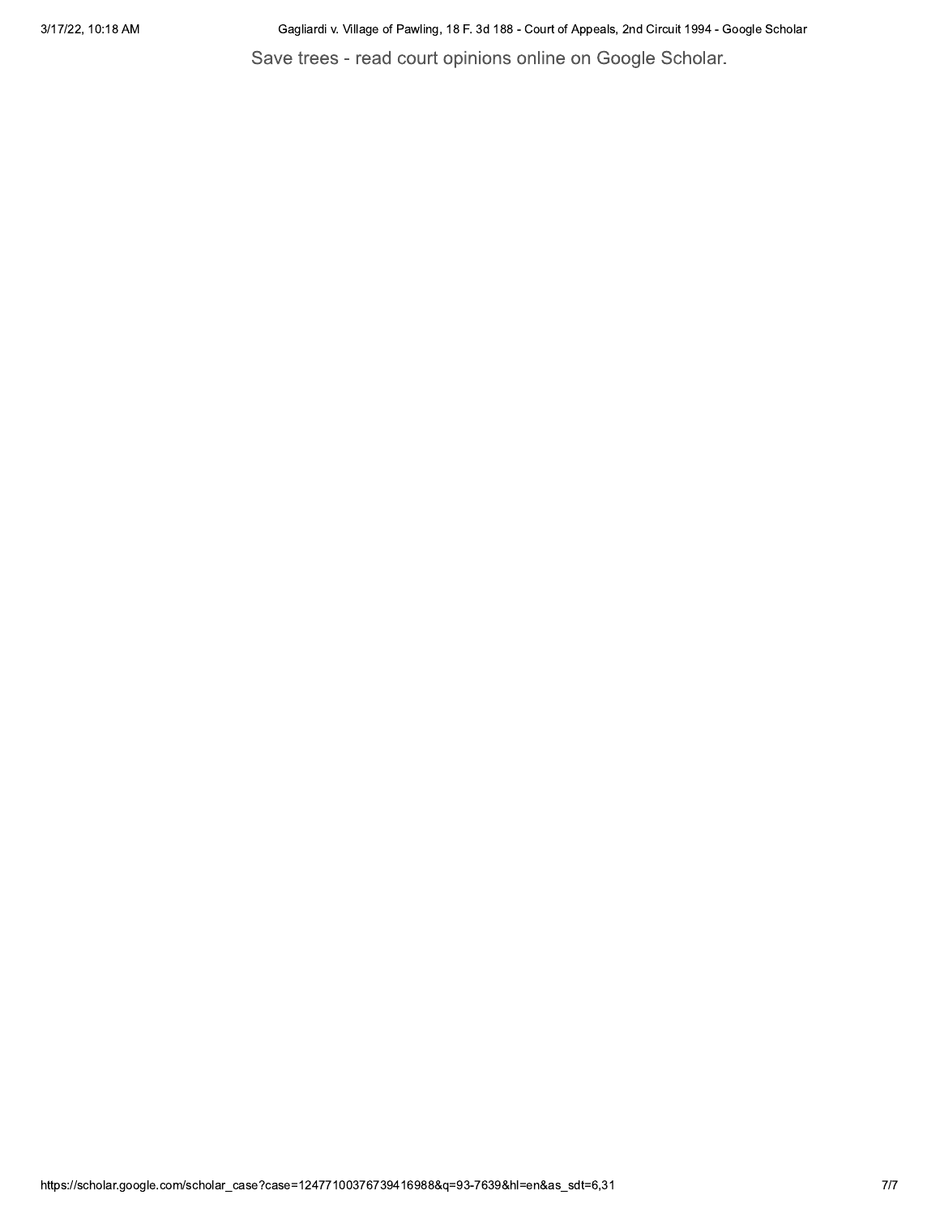Save trees - read court opinions online on Google Scholar.